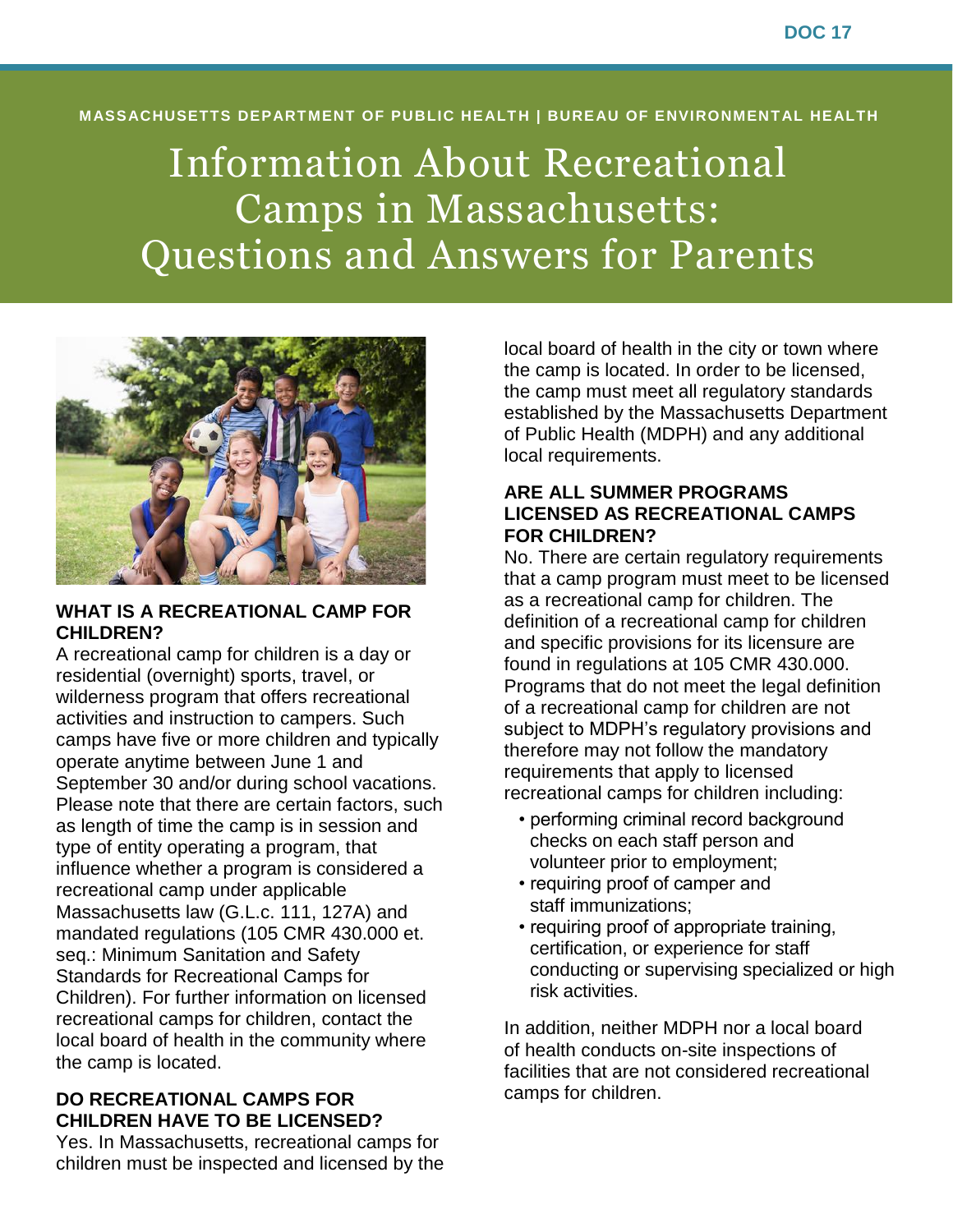DOC 17

MASSACHUSETTS DEPARTMENT OF PUBLIC HEALTH | BUREAU OF ENVIRONMENTAL HEALTH

# Information About Recreational Camps in Massachusetts: Questions and Answers for Parents

## WHAT IS A RECREATIONAL CAMP FOR CHILDREN?

A recreational camp for children is a day or residential (overnight) sports, travel, or wilderness program that offers recreational activities and instruction to campers. Such camps have five or more children and typically operate anytime between June 1 and September 30 and/or during school vacations. Please note that there are certain factors, such as length of time the camp is in session and type of entity operating a program, that influence whether a program is considered a recreational camp under applicable Massachusetts law (G.L.c. 111, 127A) and mandated regulations (105 CMR 430.000 et. seq.: Minimum Sanitation and Safety Standards for Recreational Camps for Children). For further information on licensed recreational camps for children, contact the local board of health in the community where the camp is located.

## DO RECREATIONAL CAMPS FOR CHILDREN HAVE TO BE LICENSED?

Yes. In Massachusetts, recreational camps for children must be inspected and licensed by the local board of health in the city or town where the camp is located. In order to be licensed, the camp must meet all regulatory standards established by the Massachusetts Department of Public Health (MDPH) and any additional local requirements.

## ARE ALL SUMMER PROGRAMS LICENSED AS RECREATIONAL CAMPS FOR CHILDREN?

No. There are certain regulatory requirements that a camp program must meet to be licensed as a recreational camp for children. The definition of a recreational camp for children and specific provisions for its licensure are found in regulations at 105 CMR 430.000. Programs that do not meet the legal definition of a recreational camp for children are not subject to MDPH's regulatory provisions and therefore may not follow the mandatory requirements that apply to licensed recreational camps for children including:

- performing criminal record background checks on each staff person and volunteer prior to employment;
- requiring proof of camper and staff immunizations;
- requiring proof of appropriate training, certification, or experience for staff conducting or supervising specialized or high risk activities.

In addition, neither MDPH nor a local board of health conducts on-site inspections of facilities that are not considered recreational camps for children.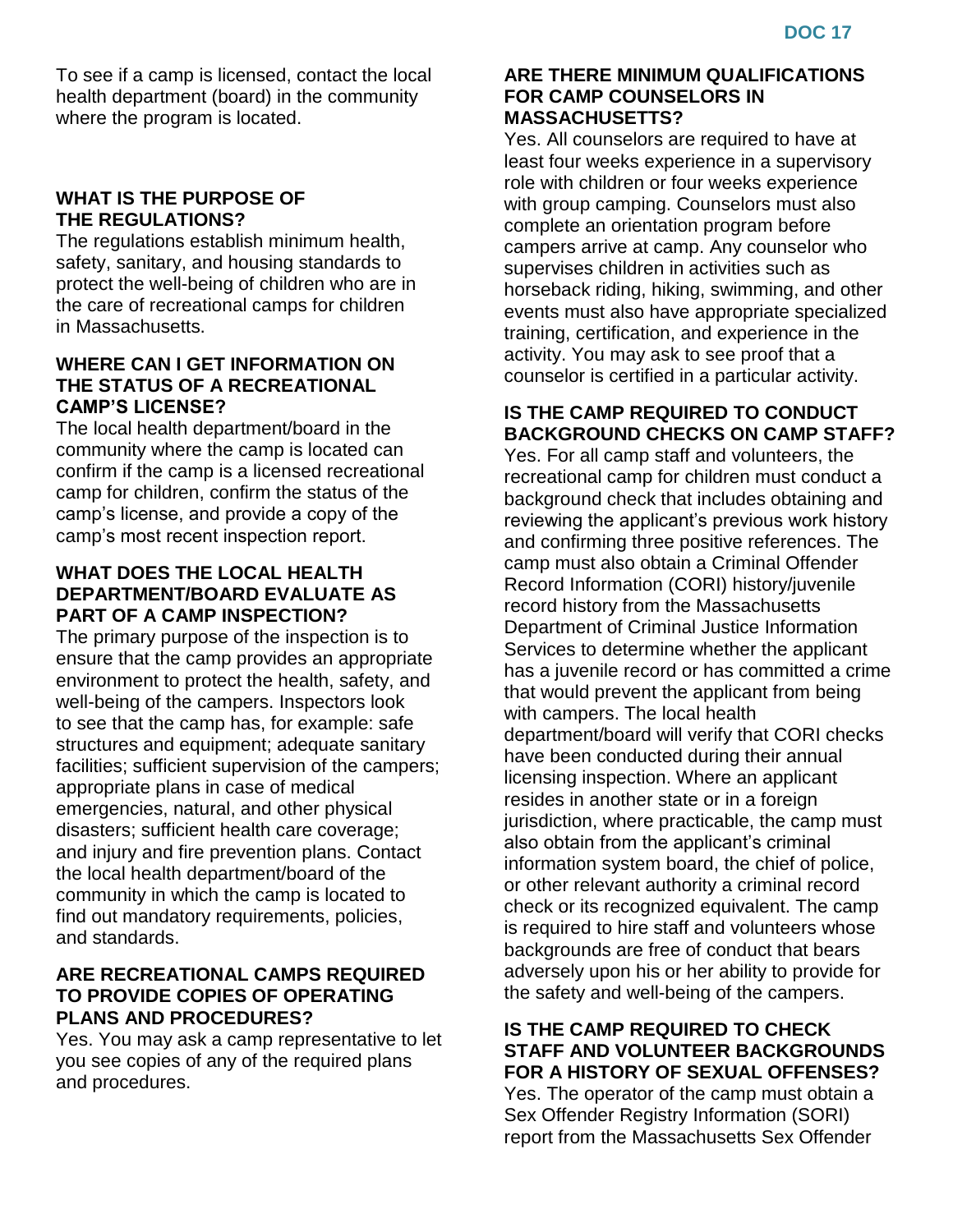To see if a camp is licensed, contact the local health department (board) in the community where the program is located.

## WHAT IS THE PURPOSE OF THE REGULATIONS?

The regulations establish minimum health, safety, sanitary, and housing standards to protect the well-being of children who are in the care of recreational camps for children in Massachusetts.

## WHERE CAN I GET INFORMATION ON THE STATUS OF A RECREATIONAL CAMP'S LICENSE?

The local health department/board in the community where the camp is located can confirm if the camp is a licensed recreational camp for children, confirm the status of the camp's license, and provide a copy of the camp's most recent inspection report.

## WHAT DOES THE LOCAL HEALTH DEPARTMENT/BOARD EVALUATE AS PART OF A CAMP INSPECTION?

The primary purpose of the inspection is to ensure that the camp provides an appropriate environment to protect the health, safety, and well-being of the campers. Inspectors look to see that the camp has, for example: safe structures and equipment; adequate sanitary facilities; sufficient supervision of the campers; appropriate plans in case of medical emergencies, natural, and other physical disasters; sufficient health care coverage; and injury and fire prevention plans. Contact the local health department/board of the community in which the camp is located to find out mandatory requirements, policies, and standards.

## ARE RECREATIONAL CAMPS REQUIRED TO PROVIDE COPIES OF OPERATING PLANS AND PROCEDURES?

Yes. You may ask a camp representative to let you see copies of any of the required plans and procedures.

## ARE THERE MINIMUM QUALIFICATIONS FOR CAMP COUNSELORS IN MASSACHUSETTS?

Yes. All counselors are required to have at least four weeks experience in a supervisory role with children or four weeks experience with group camping. Counselors must also complete an orientation program before campers arrive at camp. Any counselor who supervises children in activities such as horseback riding, hiking, swimming, and other events must also have appropriate specialized training, certification, and experience in the activity. You may ask to see proof that a counselor is certified in a particular activity.

## IS THE CAMP REQUIRED TO CONDUCT BACKGROUND CHECKS ON CAMP STAFF?

Yes. For all camp staff and volunteers, the recreational camp for children must conduct a background check that includes obtaining and reviewing the applicant's previous work history and confirming three positive references. The camp must also obtain a Criminal Offender Record Information (CORI) history/juvenile record history from the Massachusetts Department of Criminal Justice Information Services to determine whether the applicant has a juvenile record or has committed a crime that would prevent the applicant from being with campers. The local health department/board will verify that CORI checks have been conducted during their annual licensing inspection. Where an applicant resides in another state or in a foreign jurisdiction, where practicable, the camp must also obtain from the applicant's criminal information system board, the chief of police, or other relevant authority a criminal record check or its recognized equivalent. The camp is required to hire staff and volunteers whose backgrounds are free of conduct that bears adversely upon his or her ability to provide for the safety and well-being of the campers.

## IS THE CAMP REQUIRED TO CHECK STAFF AND VOLUNTEER BACKGROUNDS FOR A HISTORY OF SEXUAL OFFENSES?

Yes. The operator of the camp must obtain a Sex Offender Registry Information (SORI) report from the Massachusetts Sex Offender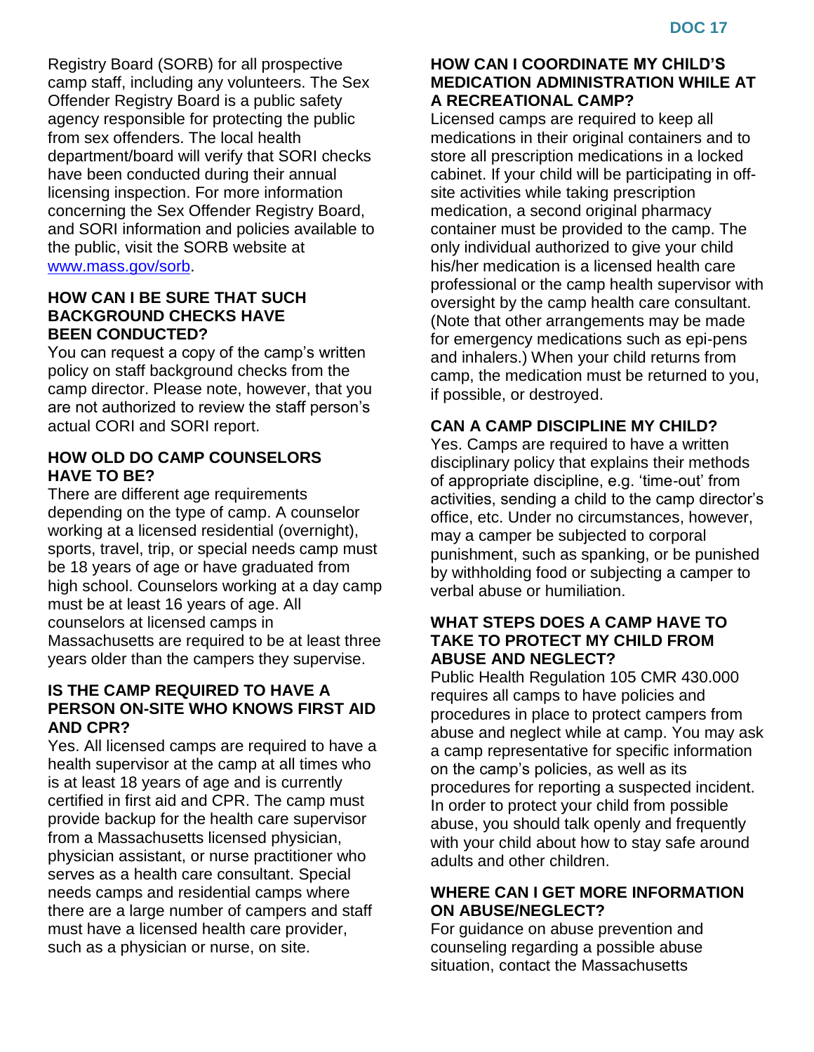Registry Board (SORB) for all prospective camp staff, including any volunteers. The Sex Offender Registry Board is a public safety agency responsible for protecting the public from sex offenders. The local health department/board will verify that SORI checks have been conducted during their annual licensing inspection. For more information concerning the Sex Offender Registry Board, and SORI information and policies available to the public, visit the SORB website at [www.mass.gov/sorb](http://www.mass.gov/sorb).

**HOW CAN I BE SURE THAT SUCH BACKGROUND CHECKS HAVE BEEN CONDUCTED?**

You can request a copy of the camp's written policy on staff background checks from the camp director. Please note, however, that you are not authorized to review the staff person's actual CORI and SORI report.

**HOW OLD DO CAMP COUNSELORS HAVE TO BE?**

There are different age requirements depending on the type of camp. A counselor working at a licensed residential (overnight), sports, travel, trip, or special needs camp must be 18 years of age or have graduated from high school. Counselors working at a day camp must be at least 16 years of age. All counselors at licensed camps in Massachusetts are required to be at least three years older than the campers they supervise.

**IS THE CAMP REQUIRED TO HAVE A PERSON ON-SITE WHO KNOWS FIRST AID AND CPR?**

Yes. All licensed camps are required to have a health supervisor at the camp at all times who is at least 18 years of age and is currently certified in first aid and CPR. The camp must provide backup for the health care supervisor from a Massachusetts licensed physician, physician assistant, or nurse practitioner who serves as a health care consultant. Special needs camps and residential camps where there are a large number of campers and staff must have a licensed health care provider, such as a physician or nurse, on site.

**HOW CAN I COORDINATE MY CHILD'S MEDICATION ADMINISTRATION WHILE AT A RECREATIONAL CAMP?**

Licensed camps are required to keep all medications in their original containers and to store all prescription medications in a locked cabinet. If your child will be participating in off-site activities while taking prescription medication, a second original pharmacy container must be provided to the camp. The only individual authorized to give your child his/her medication is a licensed health care professional or the camp health supervisor with oversight by the camp health care consultant. (Note that other arrangements may be made for emergency medications such as epi-pens and inhalers.) When your child returns from camp, the medication must be returned to you, if possible, or destroyed.

**CAN A CAMP DISCIPLINE MY CHILD?**

Yes. Camps are required to have a written disciplinary policy that explains their methods of appropriate discipline, e.g. 'time-out' from activities, sending a child to the camp director's office, etc. Under no circumstances, however, may a camper be subjected to corporal punishment, such as spanking, or be punished by withholding food or subjecting a camper to verbal abuse or humiliation.

**WHAT STEPS DOES A CAMP HAVE TO TAKE TO PROTECT MY CHILD FROM ABUSE AND NEGLECT?**

Public Health Regulation 105 CMR 430.000 requires all camps to have policies and procedures in place to protect campers from abuse and neglect while at camp. You may ask a camp representative for specific information on the camp's policies, as well as its procedures for reporting a suspected incident. In order to protect your child from possible abuse, you should talk openly and frequently with your child about how to stay safe around adults and other children.

**WHERE CAN I GET MORE INFORMATION ON ABUSE/NEGLECT?**

For guidance on abuse prevention and counseling regarding a possible abuse situation, contact the Massachusetts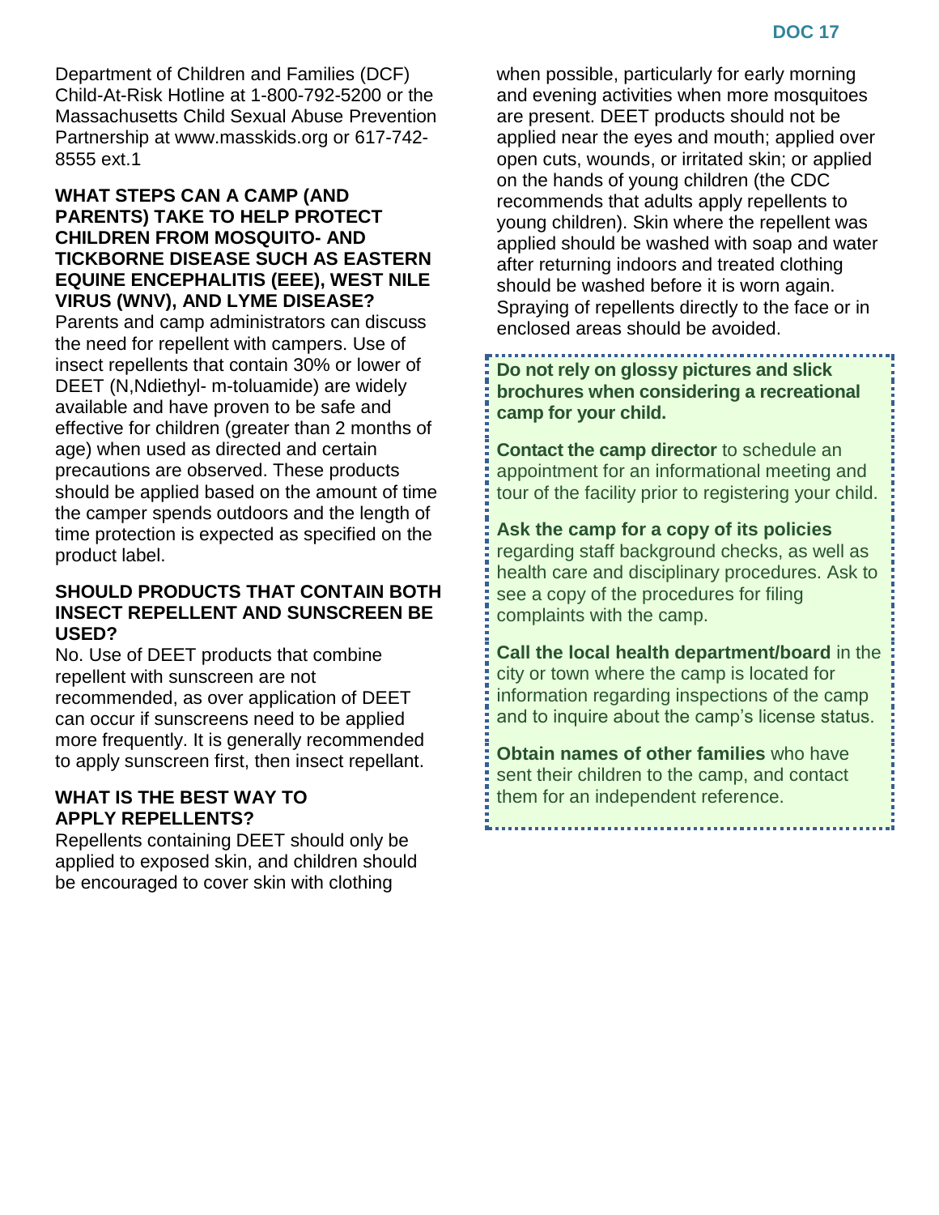Department of Children and Families (DCF) Child-At-Risk Hotline at 1-800-792-5200 or the Massachusetts Child Sexual Abuse Prevention Partnership at www.masskids.org or 617-742-8555 ext.1

**WHAT STEPS CAN A CAMP (AND PARENTS) TAKE TO HELP PROTECT CHILDREN FROM MOSQUITO- AND TICKBORNE DISEASE SUCH AS EASTERN EQUINE ENCEPHALITIS (EEE), WEST NILE VIRUS (WNV), AND LYME DISEASE?**

Parents and camp administrators can discuss the need for repellent with campers. Use of insect repellents that contain 30% or lower of DEET (N,Ndiethyl- m-toluamide) are widely available and have proven to be safe and effective for children (greater than 2 months of age) when used as directed and certain precautions are observed. These products should be applied based on the amount of time the camper spends outdoors and the length of time protection is expected as specified on the product label.

**SHOULD PRODUCTS THAT CONTAIN BOTH INSECT REPELLENT AND SUNSCREEN BE USED?**

No. Use of DEET products that combine repellent with sunscreen are not recommended, as over application of DEET can occur if sunscreens need to be applied more frequently. It is generally recommended to apply sunscreen first, then insect repellant.

**WHAT IS THE BEST WAY TO APPLY REPELLENTS?**

Repellents containing DEET should only be applied to exposed skin, and children should be encouraged to cover skin with clothing when possible, particularly for early morning and evening activities when more mosquitoes are present. DEET products should not be applied near the eyes and mouth; applied over open cuts, wounds, or irritated skin; or applied on the hands of young children (the CDC recommends that adults apply repellents to young children). Skin where the repellent was applied should be washed with soap and water after returning indoors and treated clothing should be washed before it is worn again. Spraying of repellents directly to the face or in enclosed areas should be avoided.

**Do not rely on glossy pictures and slick brochures when considering a recreational camp for your child.**

**Contact the camp director** to schedule an appointment for an informational meeting and tour of the facility prior to registering your child.

**Ask the camp for a copy of its policies** regarding staff background checks, as well as health care and disciplinary procedures. Ask to see a copy of the procedures for filing complaints with the camp.

**Call the local health department/board** in the city or town where the camp is located for information regarding inspections of the camp and to inquire about the camp's license status.

**Obtain names of other families** who have sent their children to the camp, and contact them for an independent reference.